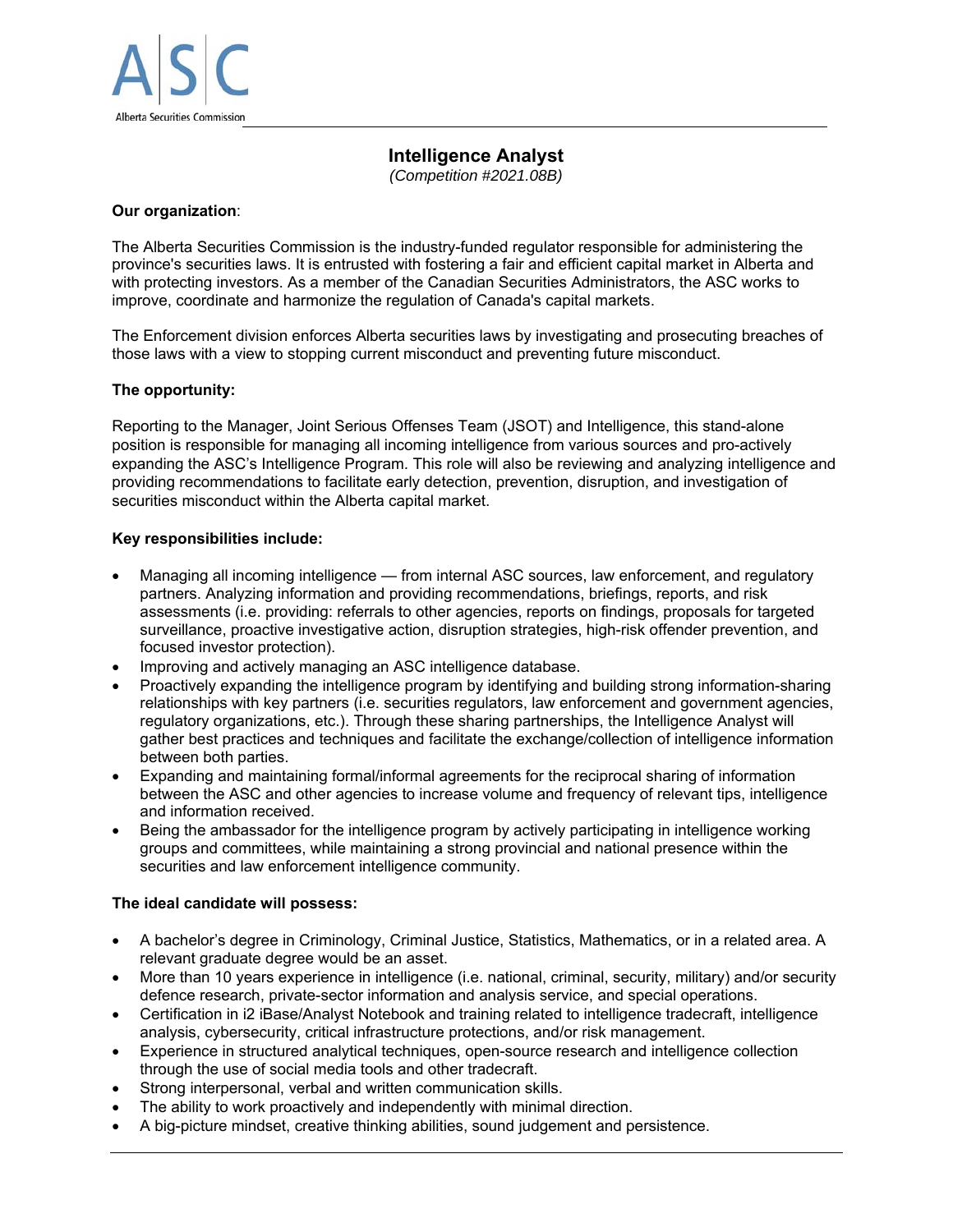# Intelligence Analyst

*(Competition #2021.08B)*

**Our organization**:

The Alberta Securities Commission is the industry-funded regulator responsible for administering the province's securities laws. It is entrusted with fostering a fair and efficient capital market in Alberta and with protecting investors. As a member of the Canadian Securities Administrators, the ASC works to improve, coordinate and harmonize the regulation of Canada's capital markets.

The Enforcement division enforces Alberta securities laws by investigating and prosecuting breaches of those laws with a view to stopping current misconduct and preventing future misconduct.

**The opportunity:**

Reporting to the Manager, Joint Serious Offenses Team (JSOT) and Intelligence, this stand-alone position is responsible for managing all incoming intelligence from various sources and pro-actively expanding the ASC's Intelligence Program. This role will also be reviewing and analyzing intelligence and providing recommendations to facilitate early detection, prevention, disruption, and investigation of securities misconduct within the Alberta capital market.

**Key responsibilities include:**

- Managing all incoming intelligence — from internal ASC sources, law enforcement, and regulatory partners. Analyzing information and providing recommendations, briefings, reports, and risk assessments (i.e. providing: referrals to other agencies, reports on findings, proposals for targeted surveillance, proactive investigative action, disruption strategies, high-risk offender prevention, and focused investor protection).
- Improving and actively managing an ASC intelligence database.
- Proactively expanding the intelligence program by identifying and building strong information-sharing relationships with key partners (i.e. securities regulators, law enforcement and government agencies, regulatory organizations, etc.). Through these sharing partnerships, the Intelligence Analyst will gather best practices and techniques and facilitate the exchange/collection of intelligence information between both parties.
- Expanding and maintaining formal/informal agreements for the reciprocal sharing of information between the ASC and other agencies to increase volume and frequency of relevant tips, intelligence and information received.
- Being the ambassador for the intelligence program by actively participating in intelligence working groups and committees, while maintaining a strong provincial and national presence within the securities and law enforcement intelligence community.

**The ideal candidate will possess:**

- A bachelor's degree in Criminology, Criminal Justice, Statistics, Mathematics, or in a related area. A relevant graduate degree would be an asset.
- More than 10 years experience in intelligence (i.e. national, criminal, security, military) and/or security defence research, private-sector information and analysis service, and special operations.
- Certification in i2 iBase/Analyst Notebook and training related to intelligence tradecraft, intelligence analysis, cybersecurity, critical infrastructure protections, and/or risk management.
- Experience in structured analytical techniques, open-source research and intelligence collection through the use of social media tools and other tradecraft.
- Strong interpersonal, verbal and written communication skills.
- The ability to work proactively and independently with minimal direction.
- A big-picture mindset, creative thinking abilities, sound judgement and persistence.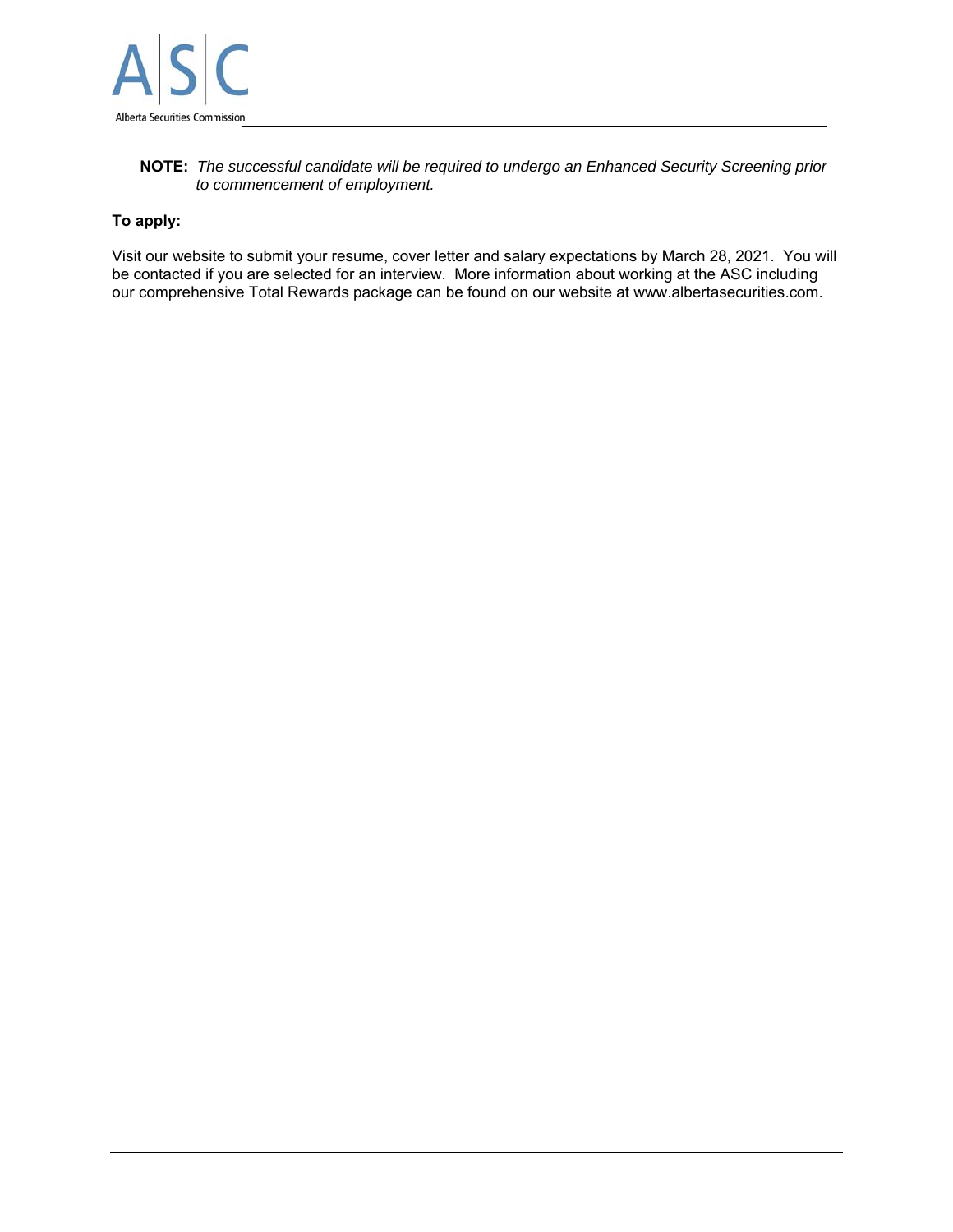**NOTE:** *The successful candidate will be required to undergo an Enhanced Security Screening prior to commencement of employment.*

**To apply:**

Visit our website to submit your resume, cover letter and salary expectations by March 28, 2021. You will be contacted if you are selected for an interview. More information about working at the ASC including our comprehensive Total Rewards package can be found on our website at www.albertasecurities.com.